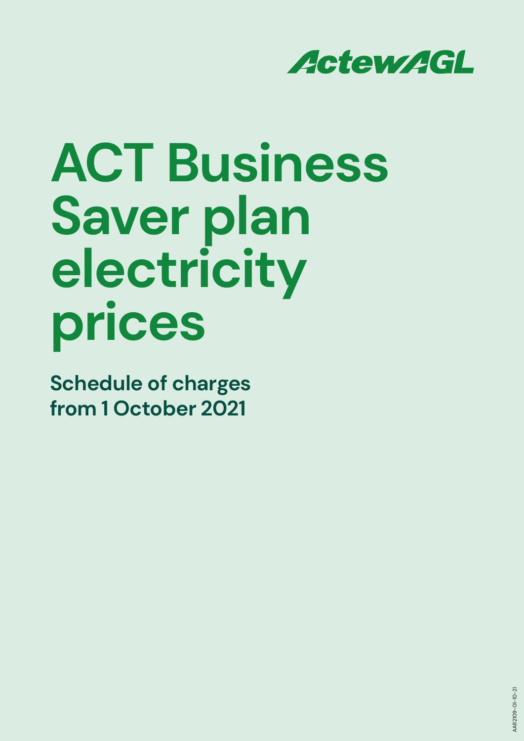ActewAGL

# ACT Business Saver plan electricity prices

## Schedule of charges from 1 October 2021

AAR2109-01-10-21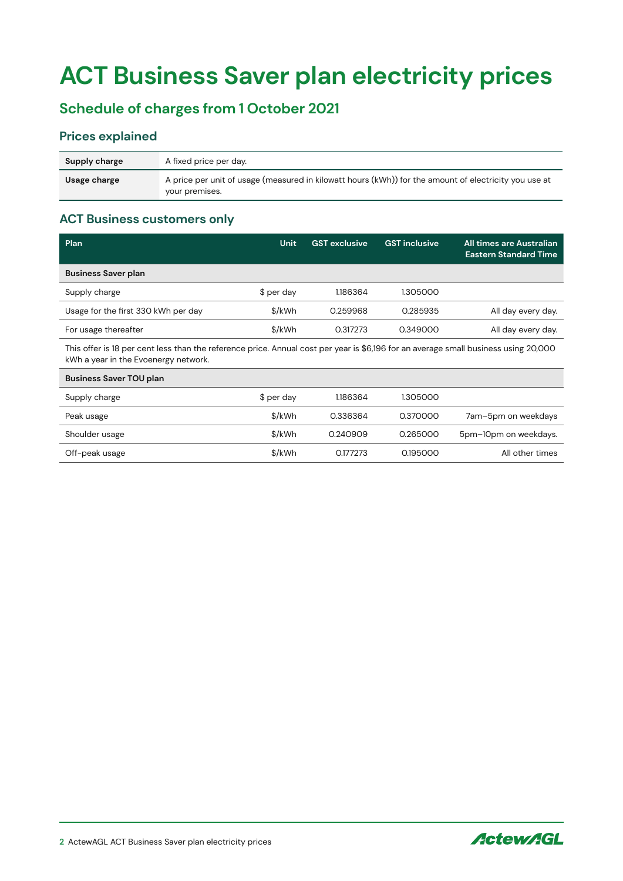# ACT Business Saver plan electricity prices

## Schedule of charges from 1 October 2021

### Prices explained

| | |
|---|---|
| **Supply charge** | A fixed price per day. |
| **Usage charge** | A price per unit of usage (measured in kilowatt hours (kWh)) for the amount of electricity you use at your premises. |

### ACT Business customers only

| Plan | Unit | GST exclusive | GST inclusive | All times are Australian Eastern Standard Time |
|---|---|---|---|---|
| **Business Saver plan** | | | | |
| Supply charge | $ per day | 1.186364 | 1.305000 | |
| Usage for the first 330 kWh per day | $/kWh | 0.259968 | 0.285935 | All day every day. |
| For usage thereafter | $/kWh | 0.317273 | 0.349000 | All day every day. |
| This offer is 18 per cent less than the reference price. Annual cost per year is $6,196 for an average small business using 20,000 kWh a year in the Evoenergy network. | | | | |
| **Business Saver TOU plan** | | | | |
| Supply charge | $ per day | 1.186364 | 1.305000 | |
| Peak usage | $/kWh | 0.336364 | 0.370000 | 7am–5pm on weekdays |
| Shoulder usage | $/kWh | 0.240909 | 0.265000 | 5pm–10pm on weekdays. |
| Off-peak usage | $/kWh | 0.177273 | 0.195000 | All other times |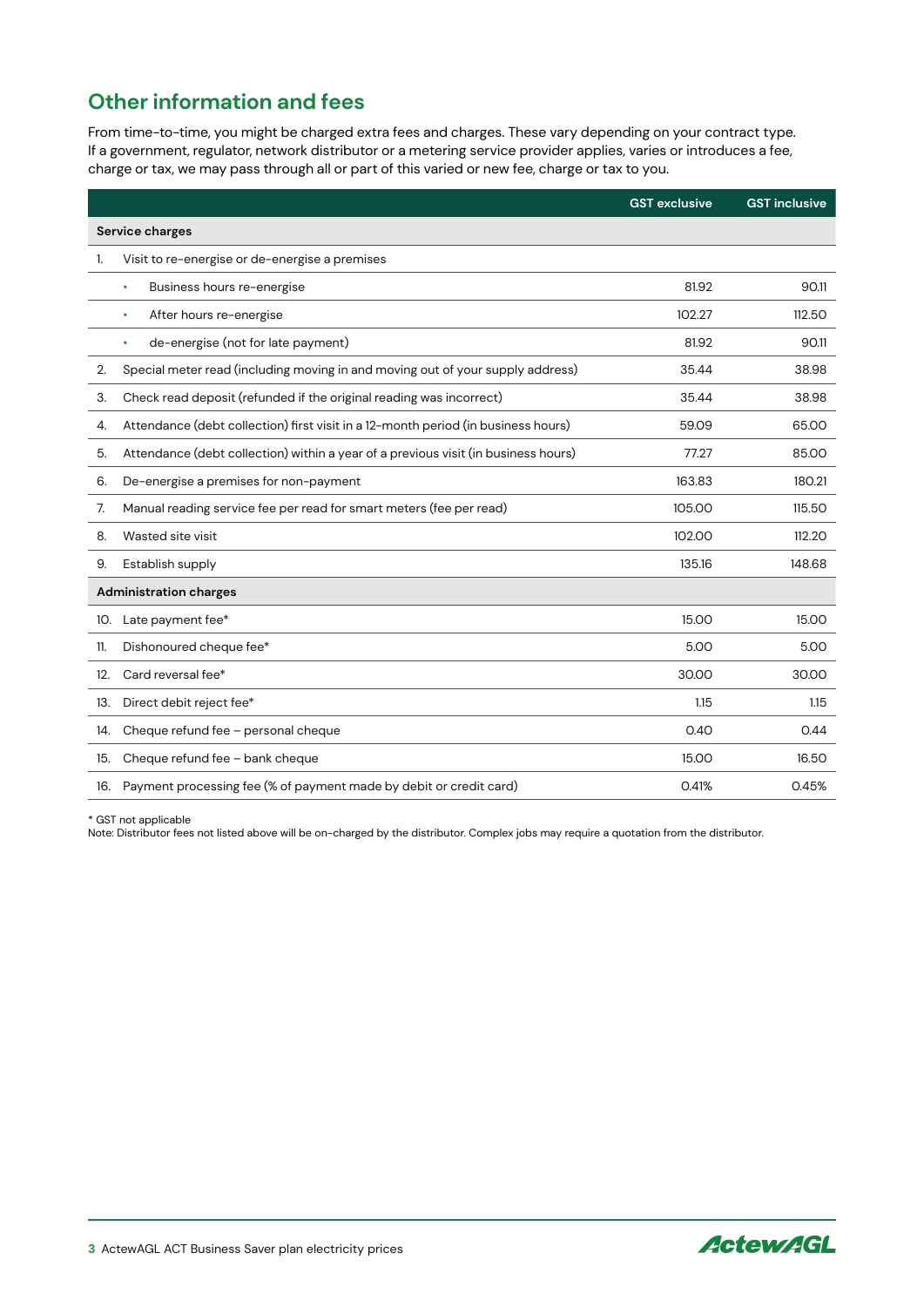## Other information and fees

From time-to-time, you might be charged extra fees and charges. These vary depending on your contract type. If a government, regulator, network distributor or a metering service provider applies, varies or introduces a fee, charge or tax, we may pass through all or part of this varied or new fee, charge or tax to you.

| | | GST exclusive | GST inclusive |
|---|---|---|---|
| **Service charges** | | | |
| 1. | Visit to re-energise or de-energise a premises | | |
| | • Business hours re-energise | 81.92 | 90.11 |
| | • After hours re-energise | 102.27 | 112.50 |
| | • de-energise (not for late payment) | 81.92 | 90.11 |
| 2. | Special meter read (including moving in and moving out of your supply address) | 35.44 | 38.98 |
| 3. | Check read deposit (refunded if the original reading was incorrect) | 35.44 | 38.98 |
| 4. | Attendance (debt collection) first visit in a 12-month period (in business hours) | 59.09 | 65.00 |
| 5. | Attendance (debt collection) within a year of a previous visit (in business hours) | 77.27 | 85.00 |
| 6. | De-energise a premises for non-payment | 163.83 | 180.21 |
| 7. | Manual reading service fee per read for smart meters (fee per read) | 105.00 | 115.50 |
| 8. | Wasted site visit | 102.00 | 112.20 |
| 9. | Establish supply | 135.16 | 148.68 |
| **Administration charges** | | | |
| 10. | Late payment fee* | 15.00 | 15.00 |
| 11. | Dishonoured cheque fee* | 5.00 | 5.00 |
| 12. | Card reversal fee* | 30.00 | 30.00 |
| 13. | Direct debit reject fee* | 1.15 | 1.15 |
| 14. | Cheque refund fee – personal cheque | 0.40 | 0.44 |
| 15. | Cheque refund fee – bank cheque | 15.00 | 16.50 |
| 16. | Payment processing fee (% of payment made by debit or credit card) | 0.41% | 0.45% |

* GST not applicable

Note: Distributor fees not listed above will be on-charged by the distributor. Complex jobs may require a quotation from the distributor.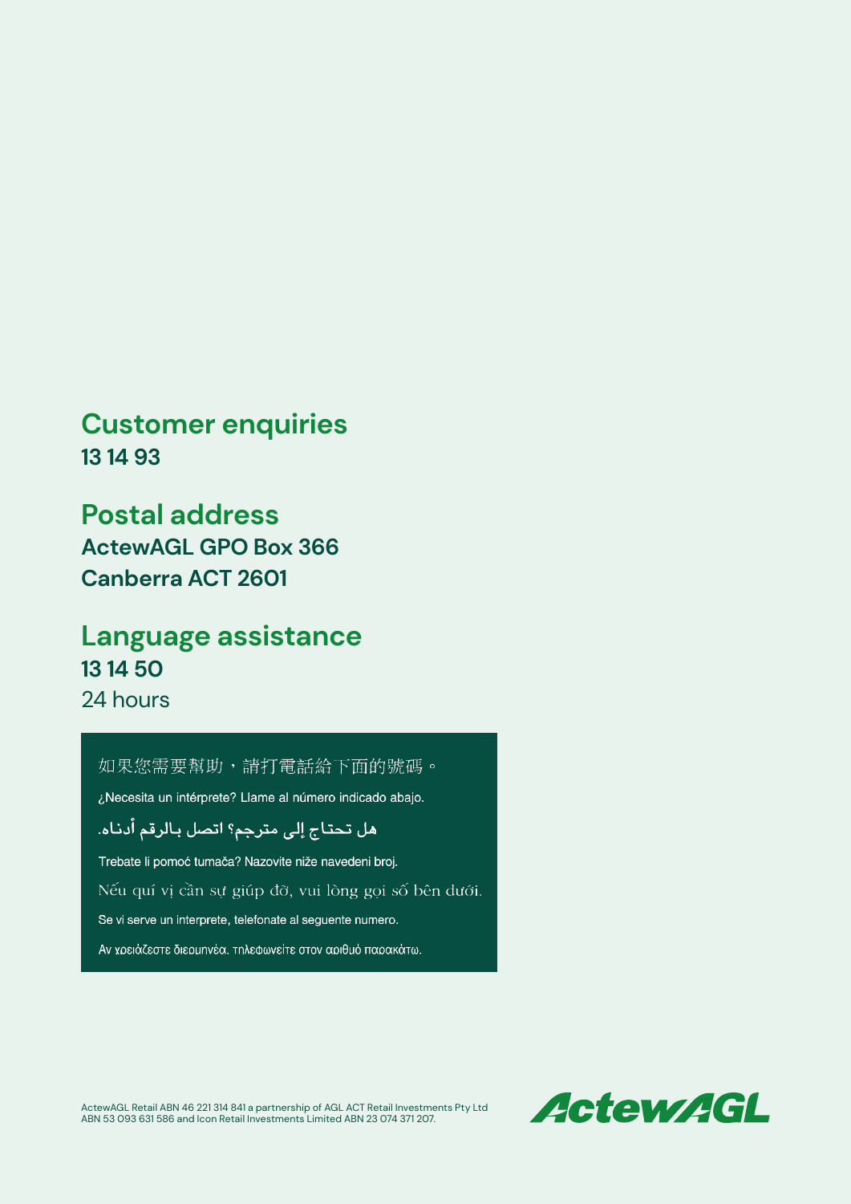## Customer enquiries

**13 14 93**

## Postal address

**ActewAGL GPO Box 366**
**Canberra ACT 2601**

## Language assistance

**13 14 50**
24 hours

如果您需要幫助，請打電話給下面的號碼。

¿Necesita un intérprete? Llame al número indicado abajo.

هل تحتاج إلى مترجم؟ اتصل بالرقم أدناه.

Trebate li pomoć tumača? Nazovite niže navedeni broj.

Nếu quí vị cần sự giúp đỡ, vui lòng gọi số bên dưới.

Se vi serve un interprete, telefonate al seguente numero.

Αν χρειάζεστε διερμηνέα, τηλεφωνείτε στον αριθμό παρακάτω.

ActewAGL Retail ABN 46 221 314 841 a partnership of AGL ACT Retail Investments Pty Ltd ABN 53 093 631 586 and Icon Retail Investments Limited ABN 23 074 371 207.

ActewAGL